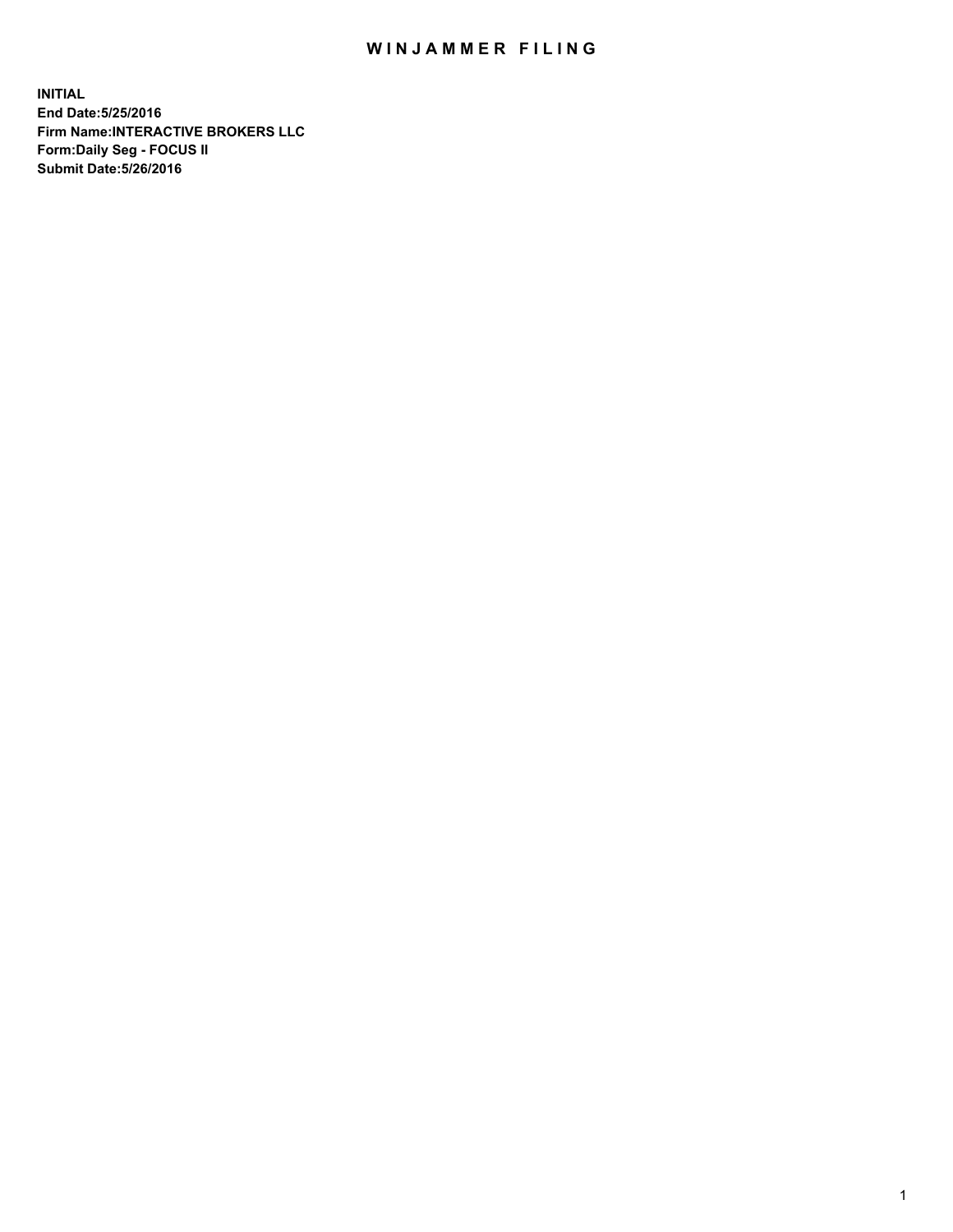# WINJAMMER FILING

**INITIAL**
**End Date:5/25/2016**
**Firm Name:INTERACTIVE BROKERS LLC**
**Form:Daily Seg - FOCUS II**
**Submit Date:5/26/2016**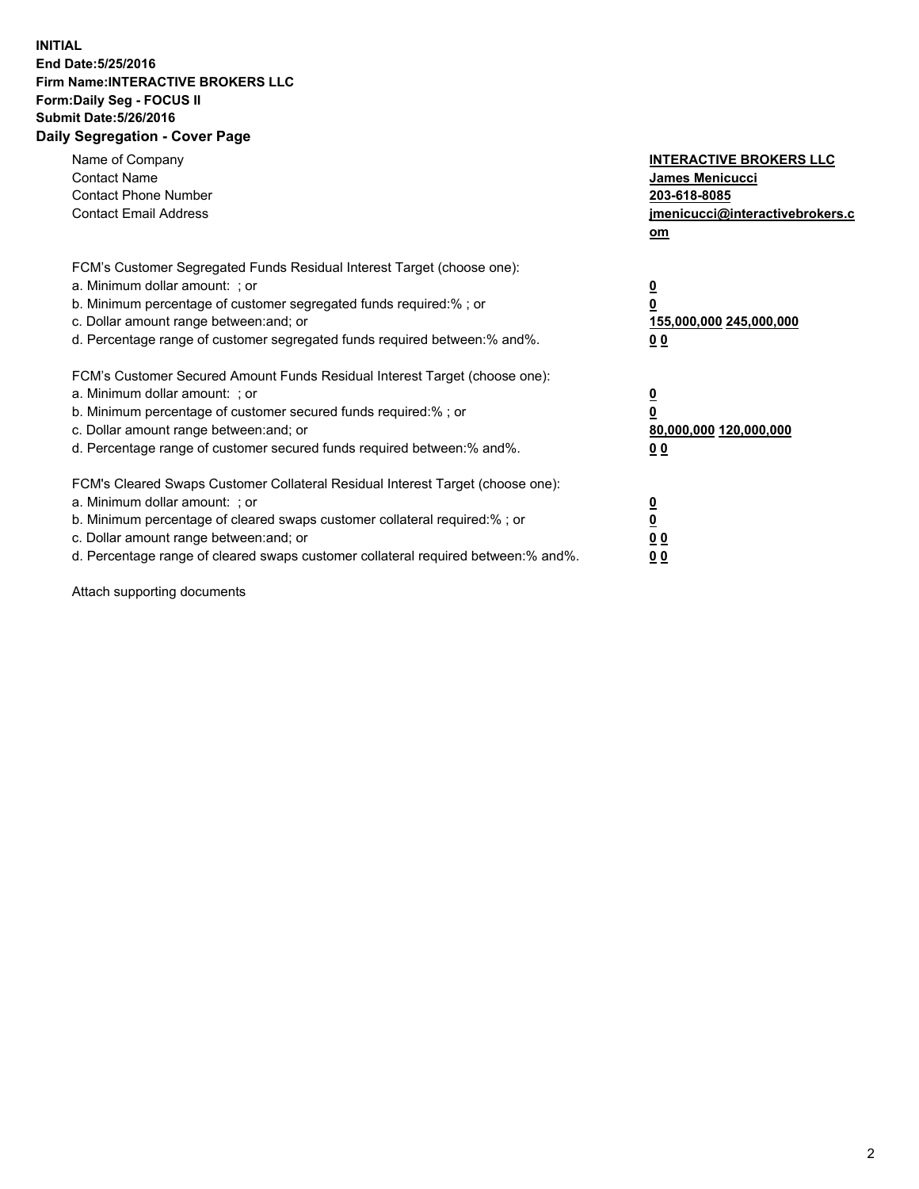**INITIAL**
**End Date:5/25/2016**
**Firm Name:INTERACTIVE BROKERS LLC**
**Form:Daily Seg - FOCUS II**
**Submit Date:5/26/2016**
**Daily Segregation - Cover Page**

| | |
|---|---|
| Name of Company | **INTERACTIVE BROKERS LLC** |
| Contact Name | **James Menicucci** |
| Contact Phone Number | **203-618-8085** |
| Contact Email Address | **jmenicucci@interactivebrokers.com** |

FCM's Customer Segregated Funds Residual Interest Target (choose one):

| | |
|---|---|
| a. Minimum dollar amount: ; or | **0** |
| b. Minimum percentage of customer segregated funds required:% ; or | **0** |
| c. Dollar amount range between:and; or | **155,000,000 245,000,000** |
| d. Percentage range of customer segregated funds required between:% and%. | **0 0** |

FCM's Customer Secured Amount Funds Residual Interest Target (choose one):

| | |
|---|---|
| a. Minimum dollar amount: ; or | **0** |
| b. Minimum percentage of customer secured funds required:% ; or | **0** |
| c. Dollar amount range between:and; or | **80,000,000 120,000,000** |
| d. Percentage range of customer secured funds required between:% and%. | **0 0** |

FCM's Cleared Swaps Customer Collateral Residual Interest Target (choose one):

| | |
|---|---|
| a. Minimum dollar amount: ; or | **0** |
| b. Minimum percentage of cleared swaps customer collateral required:% ; or | **0** |
| c. Dollar amount range between:and; or | **0 0** |
| d. Percentage range of cleared swaps customer collateral required between:% and%. | **0 0** |

Attach supporting documents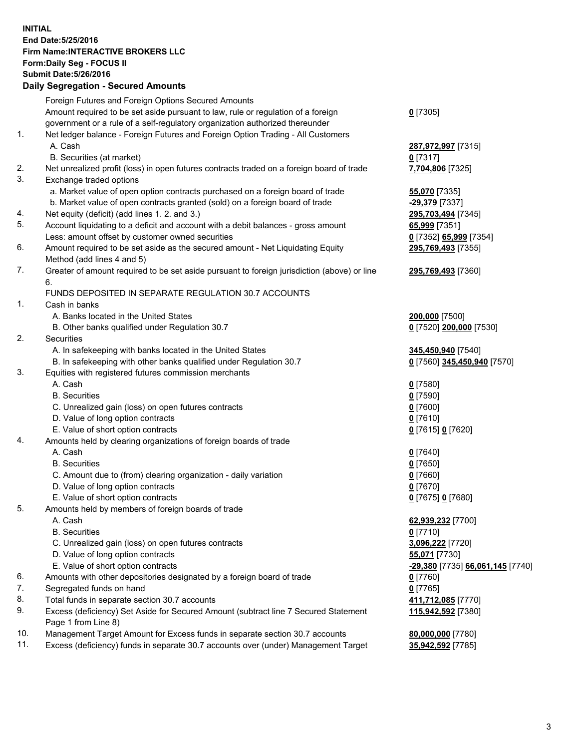**INITIAL**
**End Date:5/25/2016**
**Firm Name:INTERACTIVE BROKERS LLC**
**Form:Daily Seg - FOCUS II**
**Submit Date:5/26/2016**

## Daily Segregation - Secured Amounts

| | | |
|---|---|---|
| | Foreign Futures and Foreign Options Secured Amounts | |
| | Amount required to be set aside pursuant to law, rule or regulation of a foreign government or a rule of a self-regulatory organization authorized thereunder | **0** [7305] |
| 1. | Net ledger balance - Foreign Futures and Foreign Option Trading - All Customers | |
| | A. Cash | **287,972,997** [7315] |
| | B. Securities (at market) | **0** [7317] |
| 2. | Net unrealized profit (loss) in open futures contracts traded on a foreign board of trade | **7,704,806** [7325] |
| 3. | Exchange traded options | |
| | a. Market value of open option contracts purchased on a foreign board of trade | **55,070** [7335] |
| | b. Market value of open contracts granted (sold) on a foreign board of trade | **-29,379** [7337] |
| 4. | Net equity (deficit) (add lines 1. 2. and 3.) | **295,703,494** [7345] |
| 5. | Account liquidating to a deficit and account with a debit balances - gross amount | **65,999** [7351] |
| | Less: amount offset by customer owned securities | **0** [7352] **65,999** [7354] |
| 6. | Amount required to be set aside as the secured amount - Net Liquidating Equity Method (add lines 4 and 5) | **295,769,493** [7355] |
| 7. | Greater of amount required to be set aside pursuant to foreign jurisdiction (above) or line 6. | **295,769,493** [7360] |
| | FUNDS DEPOSITED IN SEPARATE REGULATION 30.7 ACCOUNTS | |
| 1. | Cash in banks | |
| | A. Banks located in the United States | **200,000** [7500] |
| | B. Other banks qualified under Regulation 30.7 | **0** [7520] **200,000** [7530] |
| 2. | Securities | |
| | A. In safekeeping with banks located in the United States | **345,450,940** [7540] |
| | B. In safekeeping with other banks qualified under Regulation 30.7 | **0** [7560] **345,450,940** [7570] |
| 3. | Equities with registered futures commission merchants | |
| | A. Cash | **0** [7580] |
| | B. Securities | **0** [7590] |
| | C. Unrealized gain (loss) on open futures contracts | **0** [7600] |
| | D. Value of long option contracts | **0** [7610] |
| | E. Value of short option contracts | **0** [7615] **0** [7620] |
| 4. | Amounts held by clearing organizations of foreign boards of trade | |
| | A. Cash | **0** [7640] |
| | B. Securities | **0** [7650] |
| | C. Amount due to (from) clearing organization - daily variation | **0** [7660] |
| | D. Value of long option contracts | **0** [7670] |
| | E. Value of short option contracts | **0** [7675] **0** [7680] |
| 5. | Amounts held by members of foreign boards of trade | |
| | A. Cash | **62,939,232** [7700] |
| | B. Securities | **0** [7710] |
| | C. Unrealized gain (loss) on open futures contracts | **3,096,222** [7720] |
| | D. Value of long option contracts | **55,071** [7730] |
| | E. Value of short option contracts | **-29,380** [7735] **66,061,145** [7740] |
| 6. | Amounts with other depositories designated by a foreign board of trade | **0** [7760] |
| 7. | Segregated funds on hand | **0** [7765] |
| 8. | Total funds in separate section 30.7 accounts | **411,712,085** [7770] |
| 9. | Excess (deficiency) Set Aside for Secured Amount (subtract line 7 Secured Statement Page 1 from Line 8) | **115,942,592** [7380] |
| 10. | Management Target Amount for Excess funds in separate section 30.7 accounts | **80,000,000** [7780] |
| 11. | Excess (deficiency) funds in separate 30.7 accounts over (under) Management Target | **35,942,592** [7785] |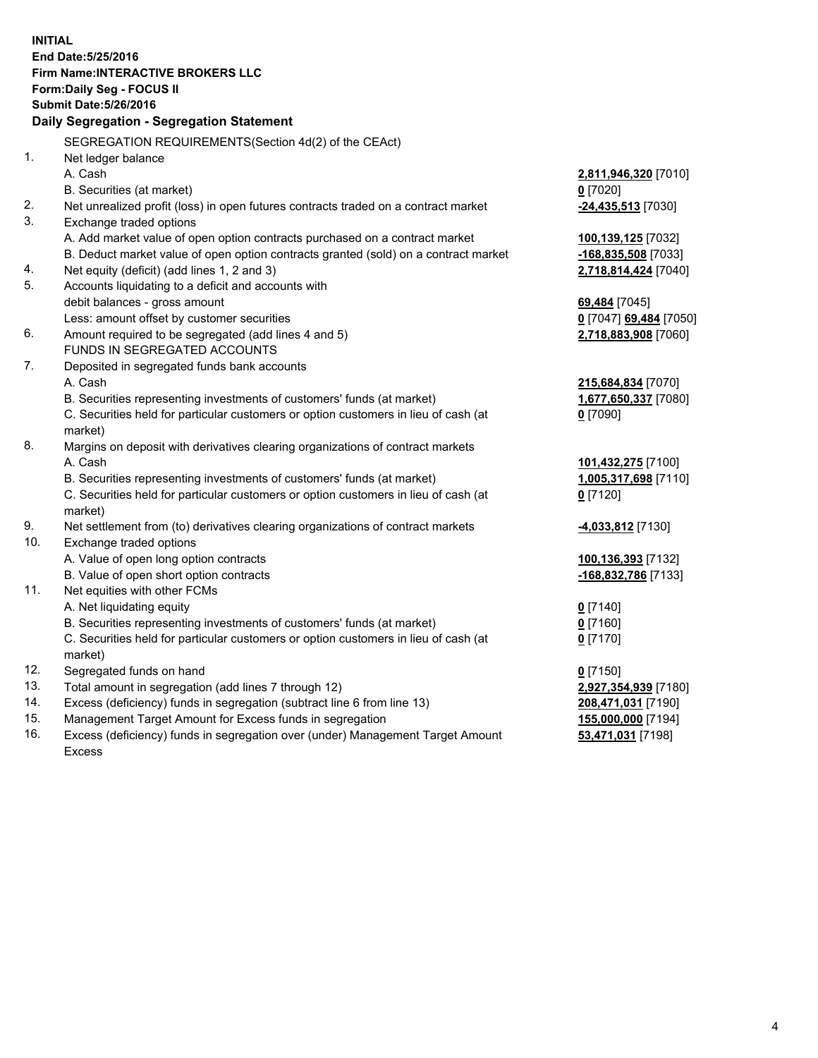**INITIAL**
**End Date:5/25/2016**
**Firm Name:INTERACTIVE BROKERS LLC**
**Form:Daily Seg - FOCUS II**
**Submit Date:5/26/2016**

## Daily Segregation - Segregation Statement

SEGREGATION REQUIREMENTS(Section 4d(2) of the CEAct)

| | | |
|---|---|---|
| 1. | Net ledger balance | |
| | A. Cash | **2,811,946,320** [7010] |
| | B. Securities (at market) | **0** [7020] |
| 2. | Net unrealized profit (loss) in open futures contracts traded on a contract market | **-24,435,513** [7030] |
| 3. | Exchange traded options | |
| | A. Add market value of open option contracts purchased on a contract market | **100,139,125** [7032] |
| | B. Deduct market value of open option contracts granted (sold) on a contract market | **-168,835,508** [7033] |
| 4. | Net equity (deficit) (add lines 1, 2 and 3) | **2,718,814,424** [7040] |
| 5. | Accounts liquidating to a deficit and accounts with | |
| | debit balances - gross amount | **69,484** [7045] |
| | Less: amount offset by customer securities | **0** [7047] **69,484** [7050] |
| 6. | Amount required to be segregated (add lines 4 and 5) | **2,718,883,908** [7060] |
| | FUNDS IN SEGREGATED ACCOUNTS | |
| 7. | Deposited in segregated funds bank accounts | |
| | A. Cash | **215,684,834** [7070] |
| | B. Securities representing investments of customers' funds (at market) | **1,677,650,337** [7080] |
| | C. Securities held for particular customers or option customers in lieu of cash (at market) | **0** [7090] |
| 8. | Margins on deposit with derivatives clearing organizations of contract markets | |
| | A. Cash | **101,432,275** [7100] |
| | B. Securities representing investments of customers' funds (at market) | **1,005,317,698** [7110] |
| | C. Securities held for particular customers or option customers in lieu of cash (at market) | **0** [7120] |
| 9. | Net settlement from (to) derivatives clearing organizations of contract markets | **-4,033,812** [7130] |
| 10. | Exchange traded options | |
| | A. Value of open long option contracts | **100,136,393** [7132] |
| | B. Value of open short option contracts | **-168,832,786** [7133] |
| 11. | Net equities with other FCMs | |
| | A. Net liquidating equity | **0** [7140] |
| | B. Securities representing investments of customers' funds (at market) | **0** [7160] |
| | C. Securities held for particular customers or option customers in lieu of cash (at market) | **0** [7170] |
| 12. | Segregated funds on hand | **0** [7150] |
| 13. | Total amount in segregation (add lines 7 through 12) | **2,927,354,939** [7180] |
| 14. | Excess (deficiency) funds in segregation (subtract line 6 from line 13) | **208,471,031** [7190] |
| 15. | Management Target Amount for Excess funds in segregation | **155,000,000** [7194] |
| 16. | Excess (deficiency) funds in segregation over (under) Management Target Amount Excess | **53,471,031** [7198] |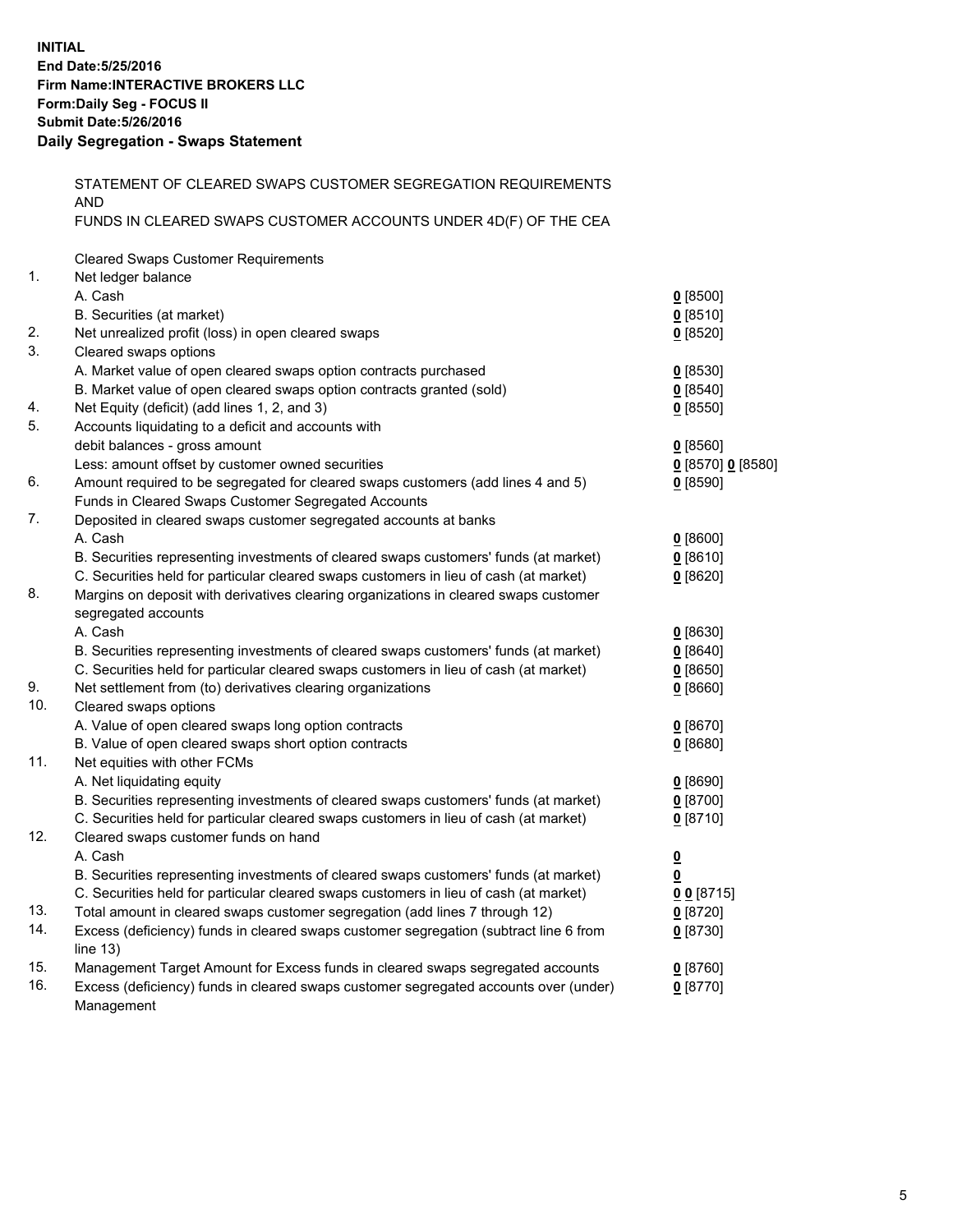**INITIAL**
**End Date:5/25/2016**
**Firm Name:INTERACTIVE BROKERS LLC**
**Form:Daily Seg - FOCUS II**
**Submit Date:5/26/2016**
**Daily Segregation - Swaps Statement**

STATEMENT OF CLEARED SWAPS CUSTOMER SEGREGATION REQUIREMENTS AND FUNDS IN CLEARED SWAPS CUSTOMER ACCOUNTS UNDER 4D(F) OF THE CEA

| | | |
|---|---|---|
| | Cleared Swaps Customer Requirements | |
| 1. | Net ledger balance | |
| | A. Cash | 0 [8500] |
| | B. Securities (at market) | 0 [8510] |
| 2. | Net unrealized profit (loss) in open cleared swaps | 0 [8520] |
| 3. | Cleared swaps options | |
| | A. Market value of open cleared swaps option contracts purchased | 0 [8530] |
| | B. Market value of open cleared swaps option contracts granted (sold) | 0 [8540] |
| 4. | Net Equity (deficit) (add lines 1, 2, and 3) | 0 [8550] |
| 5. | Accounts liquidating to a deficit and accounts with debit balances - gross amount | 0 [8560] |
| | Less: amount offset by customer owned securities | 0 [8570] 0 [8580] |
| 6. | Amount required to be segregated for cleared swaps customers (add lines 4 and 5) | 0 [8590] |
| | Funds in Cleared Swaps Customer Segregated Accounts | |
| 7. | Deposited in cleared swaps customer segregated accounts at banks | |
| | A. Cash | 0 [8600] |
| | B. Securities representing investments of cleared swaps customers' funds (at market) | 0 [8610] |
| | C. Securities held for particular cleared swaps customers in lieu of cash (at market) | 0 [8620] |
| 8. | Margins on deposit with derivatives clearing organizations in cleared swaps customer segregated accounts | |
| | A. Cash | 0 [8630] |
| | B. Securities representing investments of cleared swaps customers' funds (at market) | 0 [8640] |
| | C. Securities held for particular cleared swaps customers in lieu of cash (at market) | 0 [8650] |
| 9. | Net settlement from (to) derivatives clearing organizations | 0 [8660] |
| 10. | Cleared swaps options | |
| | A. Value of open cleared swaps long option contracts | 0 [8670] |
| | B. Value of open cleared swaps short option contracts | 0 [8680] |
| 11. | Net equities with other FCMs | |
| | A. Net liquidating equity | 0 [8690] |
| | B. Securities representing investments of cleared swaps customers' funds (at market) | 0 [8700] |
| | C. Securities held for particular cleared swaps customers in lieu of cash (at market) | 0 [8710] |
| 12. | Cleared swaps customer funds on hand | |
| | A. Cash | 0 |
| | B. Securities representing investments of cleared swaps customers' funds (at market) | 0 |
| | C. Securities held for particular cleared swaps customers in lieu of cash (at market) | 0 0 [8715] |
| 13. | Total amount in cleared swaps customer segregation (add lines 7 through 12) | 0 [8720] |
| 14. | Excess (deficiency) funds in cleared swaps customer segregation (subtract line 6 from line 13) | 0 [8730] |
| 15. | Management Target Amount for Excess funds in cleared swaps segregated accounts | 0 [8760] |
| 16. | Excess (deficiency) funds in cleared swaps customer segregated accounts over (under) Management | 0 [8770] |